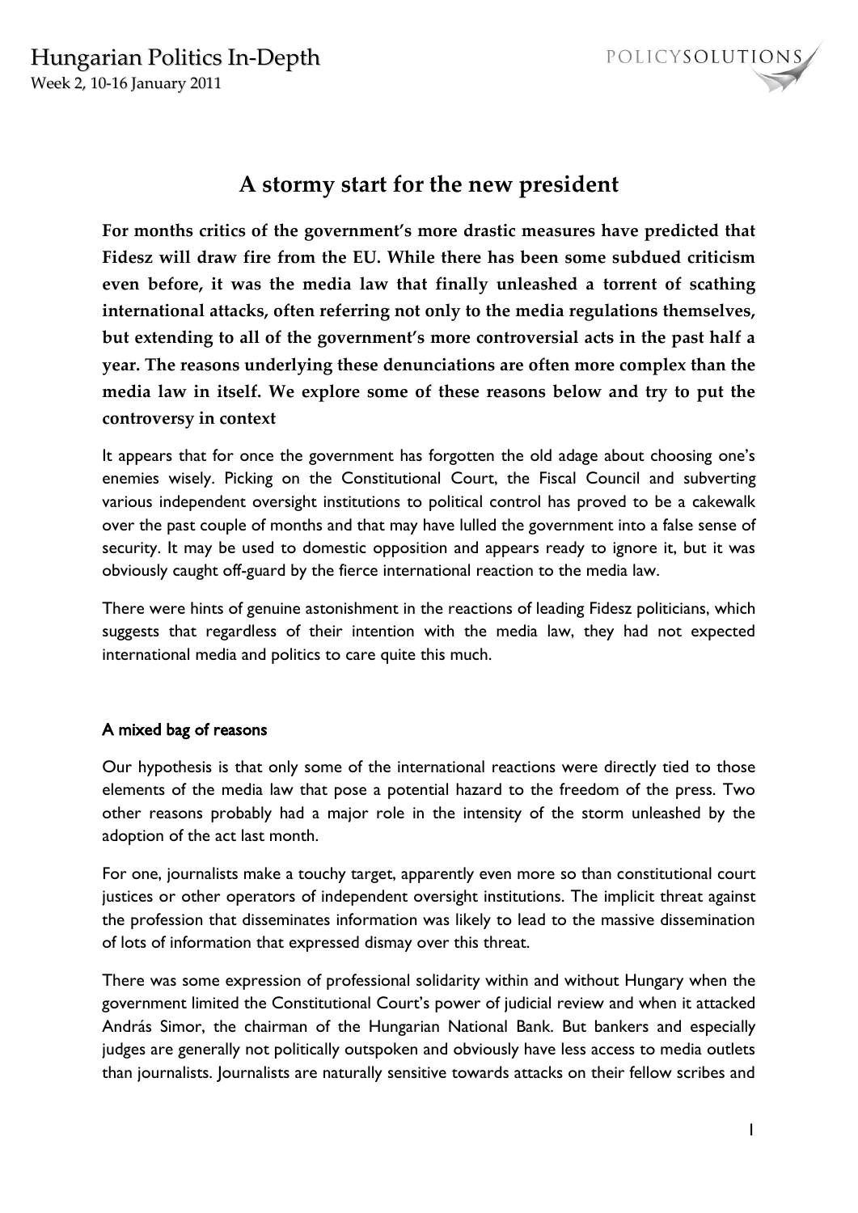# A stormy start for the new president

**For months critics of the government's more drastic measures have predicted that Fidesz will draw fire from the EU. While there has been some subdued criticism even before, it was the media law that finally unleashed a torrent of scathing international attacks, often referring not only to the media regulations themselves, but extending to all of the government's more controversial acts in the past half a year. The reasons underlying these denunciations are often more complex than the media law in itself. We explore some of these reasons below and try to put the controversy in context**

It appears that for once the government has forgotten the old adage about choosing one's enemies wisely. Picking on the Constitutional Court, the Fiscal Council and subverting various independent oversight institutions to political control has proved to be a cakewalk over the past couple of months and that may have lulled the government into a false sense of security. It may be used to domestic opposition and appears ready to ignore it, but it was obviously caught off-guard by the fierce international reaction to the media law.

There were hints of genuine astonishment in the reactions of leading Fidesz politicians, which suggests that regardless of their intention with the media law, they had not expected international media and politics to care quite this much.

## A mixed bag of reasons

Our hypothesis is that only some of the international reactions were directly tied to those elements of the media law that pose a potential hazard to the freedom of the press. Two other reasons probably had a major role in the intensity of the storm unleashed by the adoption of the act last month.

For one, journalists make a touchy target, apparently even more so than constitutional court justices or other operators of independent oversight institutions. The implicit threat against the profession that disseminates information was likely to lead to the massive dissemination of lots of information that expressed dismay over this threat.

There was some expression of professional solidarity within and without Hungary when the government limited the Constitutional Court's power of judicial review and when it attacked András Simor, the chairman of the Hungarian National Bank. But bankers and especially judges are generally not politically outspoken and obviously have less access to media outlets than journalists. Journalists are naturally sensitive towards attacks on their fellow scribes and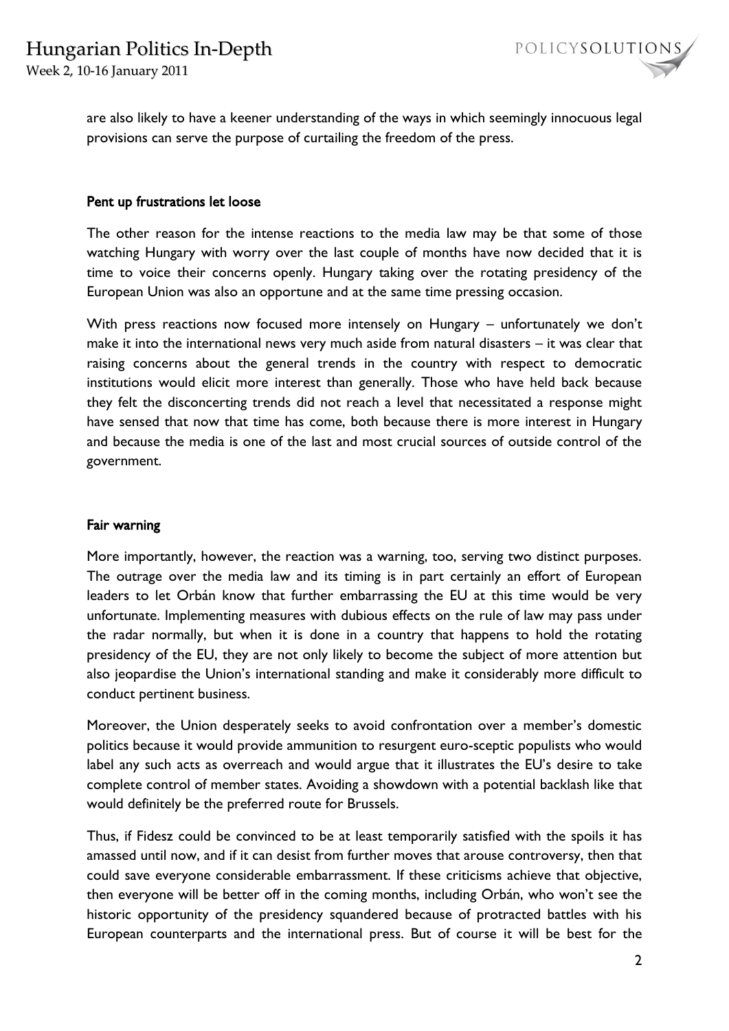are also likely to have a keener understanding of the ways in which seemingly innocuous legal provisions can serve the purpose of curtailing the freedom of the press.

### Pent up frustrations let loose

The other reason for the intense reactions to the media law may be that some of those watching Hungary with worry over the last couple of months have now decided that it is time to voice their concerns openly. Hungary taking over the rotating presidency of the European Union was also an opportune and at the same time pressing occasion.

With press reactions now focused more intensely on Hungary – unfortunately we don't make it into the international news very much aside from natural disasters – it was clear that raising concerns about the general trends in the country with respect to democratic institutions would elicit more interest than generally. Those who have held back because they felt the disconcerting trends did not reach a level that necessitated a response might have sensed that now that time has come, both because there is more interest in Hungary and because the media is one of the last and most crucial sources of outside control of the government.

### Fair warning

More importantly, however, the reaction was a warning, too, serving two distinct purposes. The outrage over the media law and its timing is in part certainly an effort of European leaders to let Orbán know that further embarrassing the EU at this time would be very unfortunate. Implementing measures with dubious effects on the rule of law may pass under the radar normally, but when it is done in a country that happens to hold the rotating presidency of the EU, they are not only likely to become the subject of more attention but also jeopardise the Union's international standing and make it considerably more difficult to conduct pertinent business.

Moreover, the Union desperately seeks to avoid confrontation over a member's domestic politics because it would provide ammunition to resurgent euro-sceptic populists who would label any such acts as overreach and would argue that it illustrates the EU's desire to take complete control of member states. Avoiding a showdown with a potential backlash like that would definitely be the preferred route for Brussels.

Thus, if Fidesz could be convinced to be at least temporarily satisfied with the spoils it has amassed until now, and if it can desist from further moves that arouse controversy, then that could save everyone considerable embarrassment. If these criticisms achieve that objective, then everyone will be better off in the coming months, including Orbán, who won't see the historic opportunity of the presidency squandered because of protracted battles with his European counterparts and the international press. But of course it will be best for the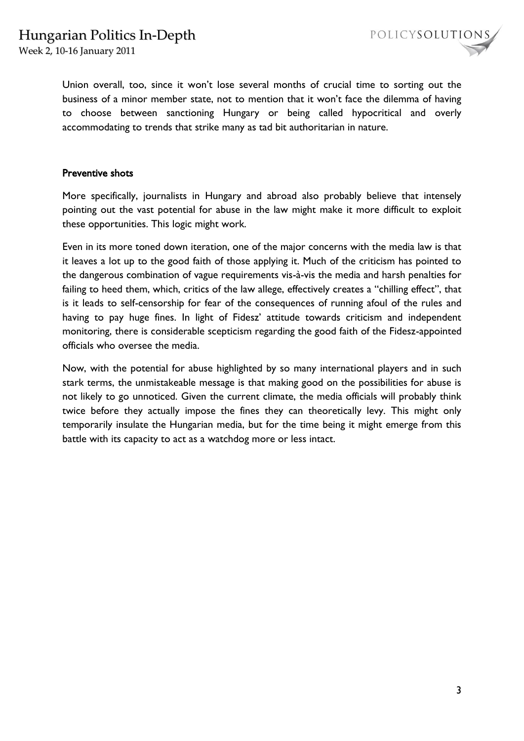Union overall, too, since it won't lose several months of crucial time to sorting out the business of a minor member state, not to mention that it won't face the dilemma of having to choose between sanctioning Hungary or being called hypocritical and overly accommodating to trends that strike many as tad bit authoritarian in nature.

### Preventive shots

More specifically, journalists in Hungary and abroad also probably believe that intensely pointing out the vast potential for abuse in the law might make it more difficult to exploit these opportunities. This logic might work.

Even in its more toned down iteration, one of the major concerns with the media law is that it leaves a lot up to the good faith of those applying it. Much of the criticism has pointed to the dangerous combination of vague requirements vis-à-vis the media and harsh penalties for failing to heed them, which, critics of the law allege, effectively creates a "chilling effect", that is it leads to self-censorship for fear of the consequences of running afoul of the rules and having to pay huge fines. In light of Fidesz' attitude towards criticism and independent monitoring, there is considerable scepticism regarding the good faith of the Fidesz-appointed officials who oversee the media.

Now, with the potential for abuse highlighted by so many international players and in such stark terms, the unmistakeable message is that making good on the possibilities for abuse is not likely to go unnoticed. Given the current climate, the media officials will probably think twice before they actually impose the fines they can theoretically levy. This might only temporarily insulate the Hungarian media, but for the time being it might emerge from this battle with its capacity to act as a watchdog more or less intact.